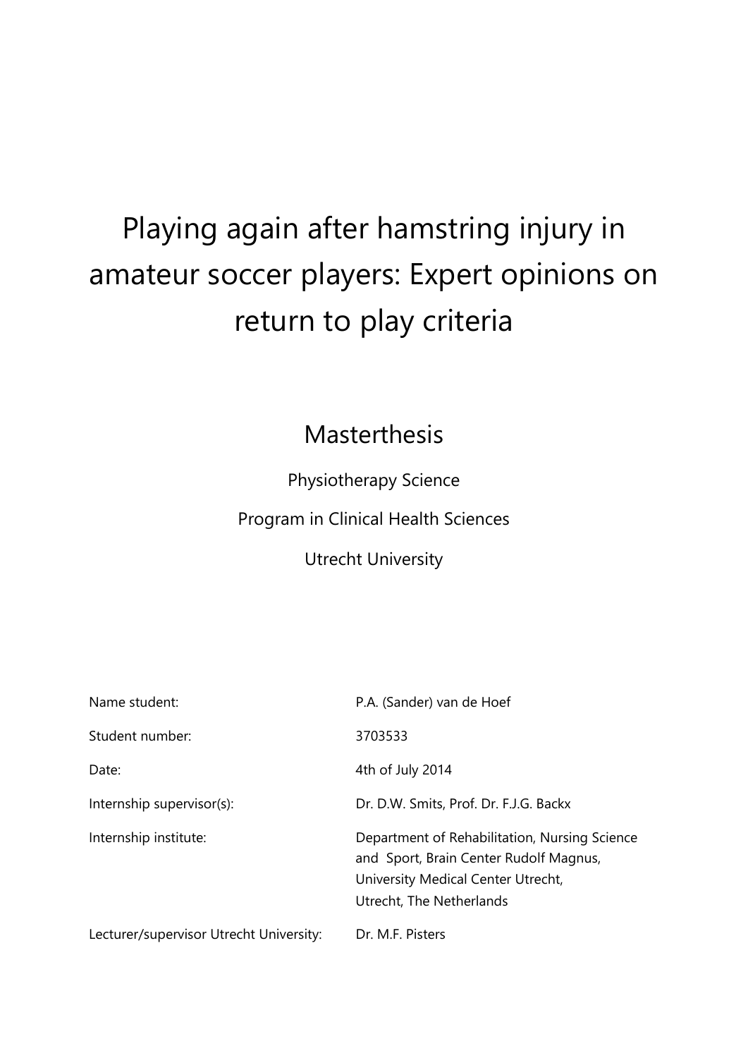# Playing again after hamstring injury in amateur soccer players: Expert opinions on return to play criteria

## Masterthesis

Physiotherapy Science

Program in Clinical Health Sciences

Utrecht University

| | |
|---|---|
| Name student: | P.A. (Sander) van de Hoef |
| Student number: | 3703533 |
| Date: | 4th of July 2014 |
| Internship supervisor(s): | Dr. D.W. Smits, Prof. Dr. F.J.G. Backx |
| Internship institute: | Department of Rehabilitation, Nursing Science and Sport, Brain Center Rudolf Magnus, University Medical Center Utrecht, Utrecht, The Netherlands |
| Lecturer/supervisor Utrecht University: | Dr. M.F. Pisters |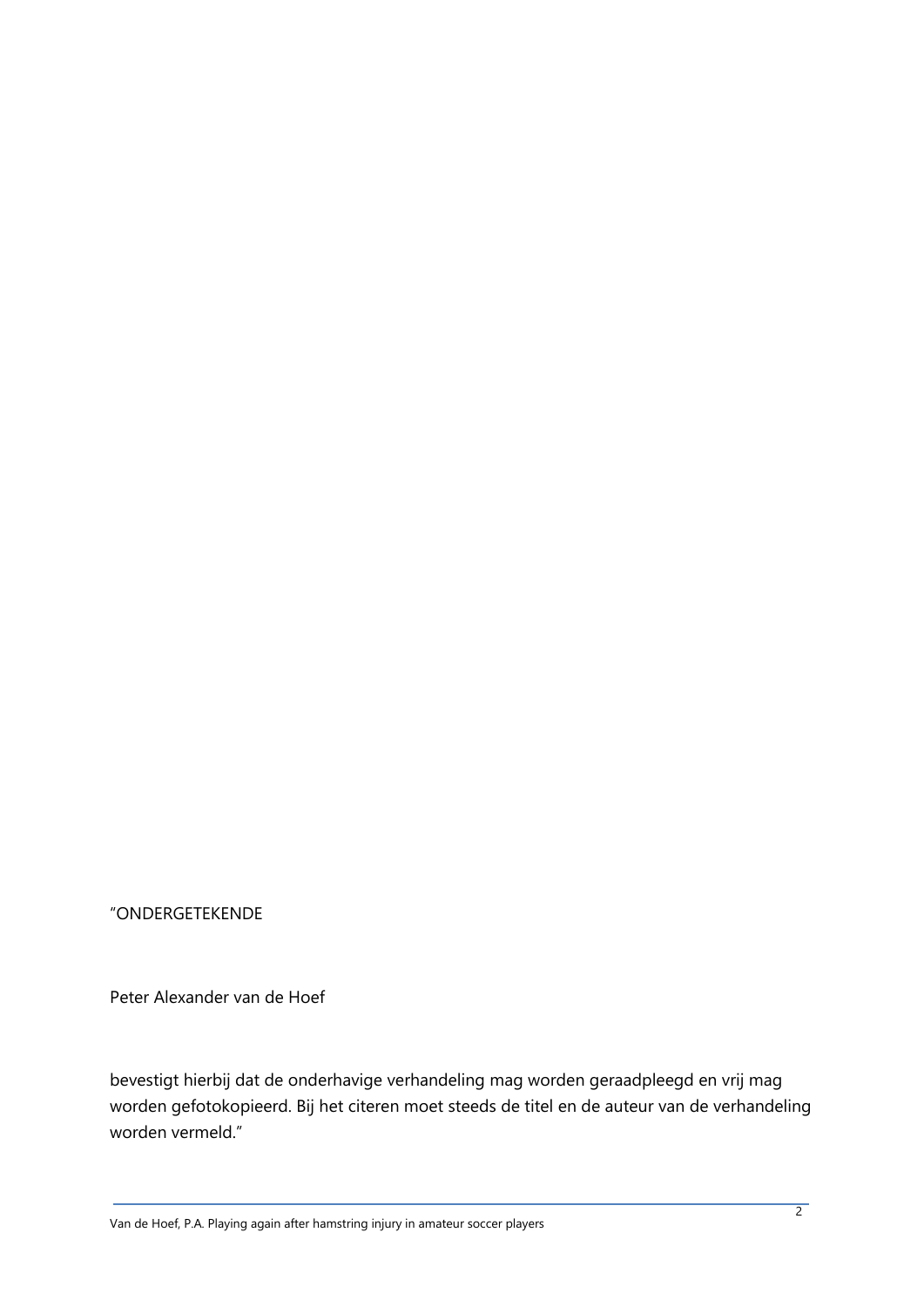“ONDERGETEKENDE

Peter Alexander van de Hoef

bevestigt hierbij dat de onderhavige verhandeling mag worden geraadpleegd en vrij mag worden gefotokopieerd. Bij het citeren moet steeds de titel en de auteur van de verhandeling worden vermeld.”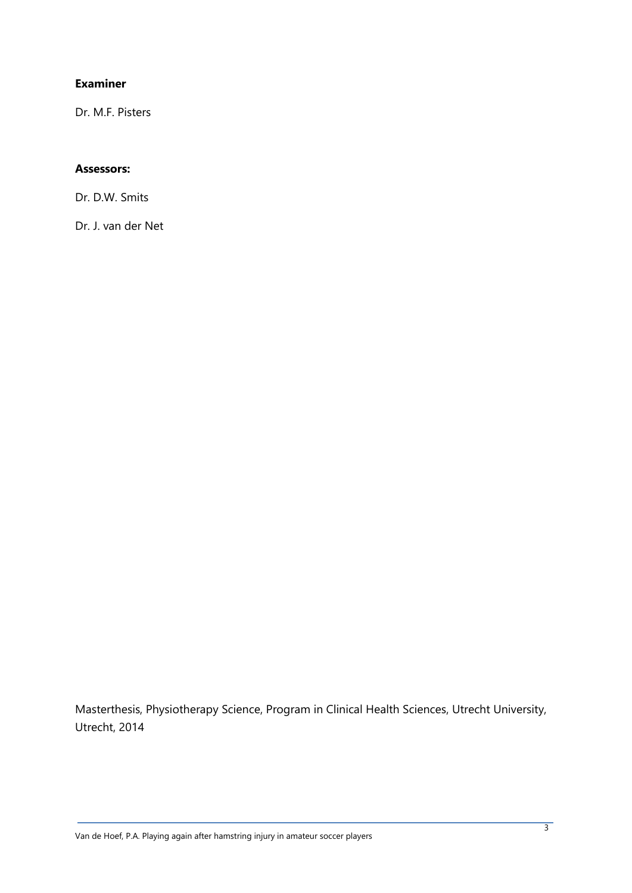**Examiner**

Dr. M.F. Pisters

**Assessors:**

Dr. D.W. Smits

Dr. J. van der Net

Masterthesis, Physiotherapy Science, Program in Clinical Health Sciences, Utrecht University, Utrecht, 2014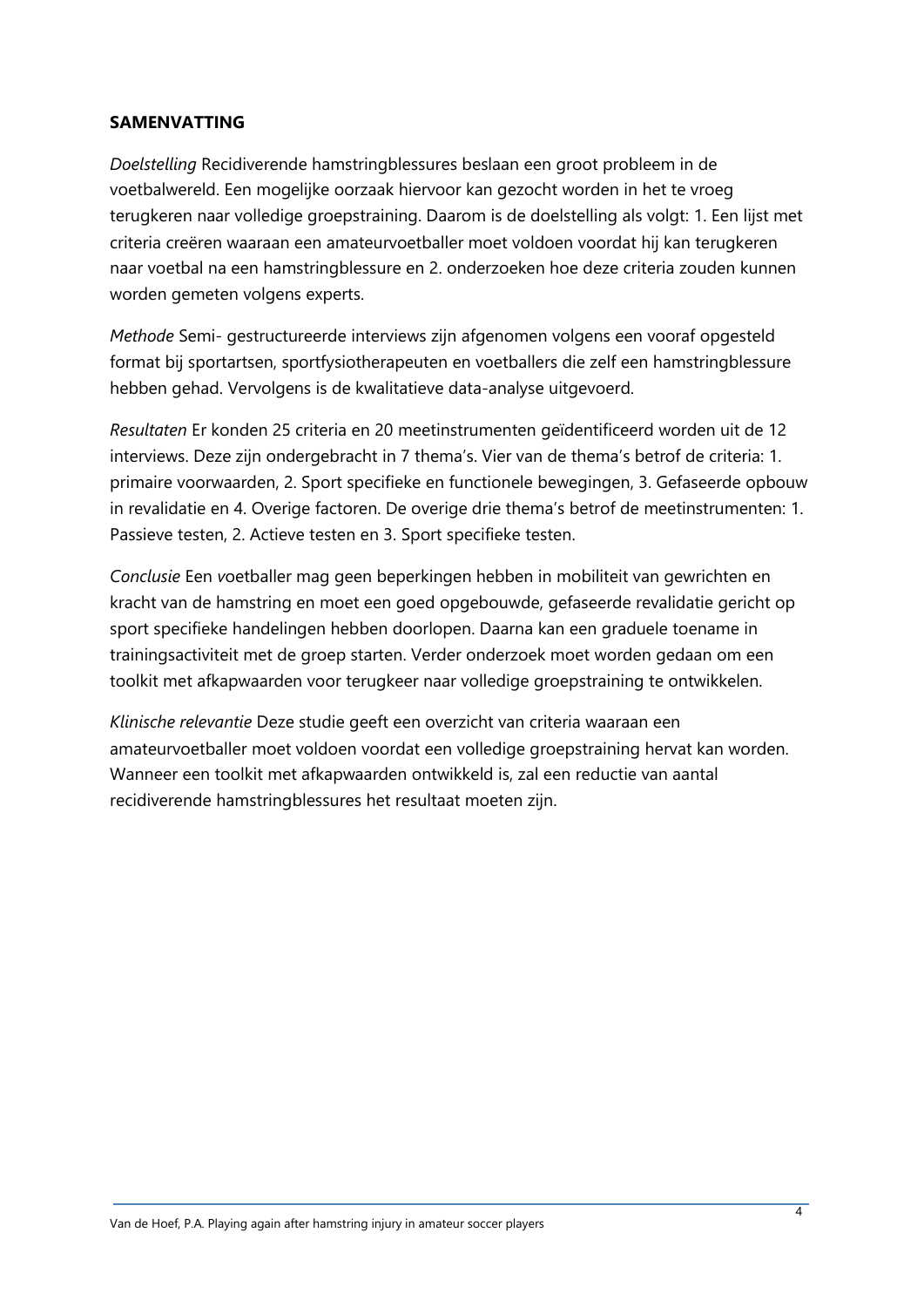**SAMENVATTING**

*Doelstelling* Recidiverende hamstringblessures beslaan een groot probleem in de voetbalwereld. Een mogelijke oorzaak hiervoor kan gezocht worden in het te vroeg terugkeren naar volledige groepstraining. Daarom is de doelstelling als volgt: 1. Een lijst met criteria creëren waaraan een amateurvoetballer moet voldoen voordat hij kan terugkeren naar voetbal na een hamstringblessure en 2. onderzoeken hoe deze criteria zouden kunnen worden gemeten volgens experts.

*Methode* Semi- gestructureerde interviews zijn afgenomen volgens een vooraf opgesteld format bij sportartsen, sportfysiotherapeuten en voetballers die zelf een hamstringblessure hebben gehad. Vervolgens is de kwalitatieve data-analyse uitgevoerd.

*Resultaten* Er konden 25 criteria en 20 meetinstrumenten geïdentificeerd worden uit de 12 interviews. Deze zijn ondergebracht in 7 thema's. Vier van de thema's betrof de criteria: 1. primaire voorwaarden, 2. Sport specifieke en functionele bewegingen, 3. Gefaseerde opbouw in revalidatie en 4. Overige factoren. De overige drie thema's betrof de meetinstrumenten: 1. Passieve testen, 2. Actieve testen en 3. Sport specifieke testen.

*Conclusie* Een *v*oetballer mag geen beperkingen hebben in mobiliteit van gewrichten en kracht van de hamstring en moet een goed opgebouwde, gefaseerde revalidatie gericht op sport specifieke handelingen hebben doorlopen. Daarna kan een graduele toename in trainingsactiviteit met de groep starten. Verder onderzoek moet worden gedaan om een toolkit met afkapwaarden voor terugkeer naar volledige groepstraining te ontwikkelen.

*Klinische relevantie* Deze studie geeft een overzicht van criteria waaraan een amateurvoetballer moet voldoen voordat een volledige groepstraining hervat kan worden. Wanneer een toolkit met afkapwaarden ontwikkeld is, zal een reductie van aantal recidiverende hamstringblessures het resultaat moeten zijn.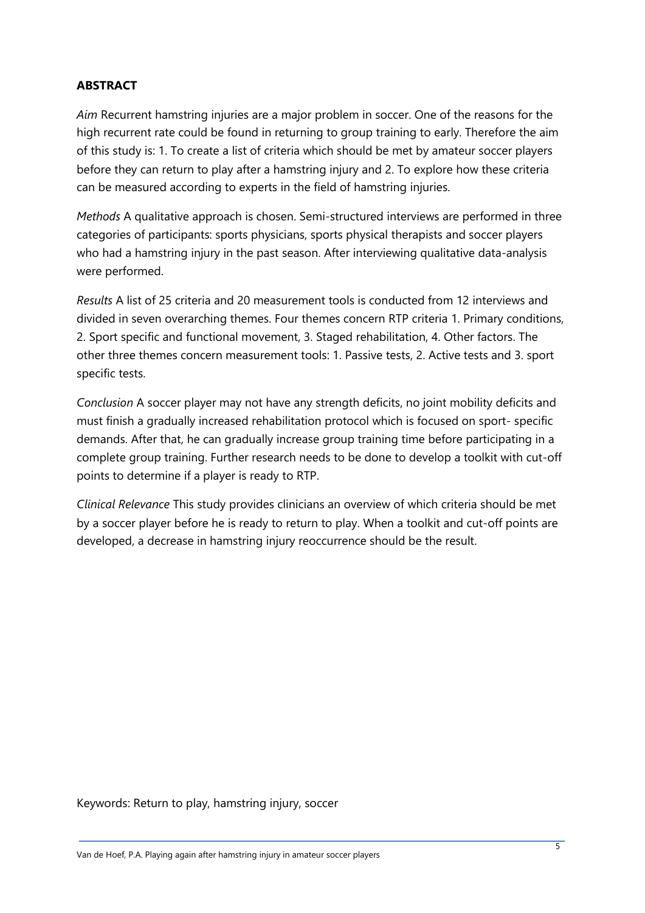## ABSTRACT

*Aim* Recurrent hamstring injuries are a major problem in soccer. One of the reasons for the high recurrent rate could be found in returning to group training to early. Therefore the aim of this study is: 1. To create a list of criteria which should be met by amateur soccer players before they can return to play after a hamstring injury and 2. To explore how these criteria can be measured according to experts in the field of hamstring injuries.

*Methods* A qualitative approach is chosen. Semi-structured interviews are performed in three categories of participants: sports physicians, sports physical therapists and soccer players who had a hamstring injury in the past season. After interviewing qualitative data-analysis were performed.

*Results* A list of 25 criteria and 20 measurement tools is conducted from 12 interviews and divided in seven overarching themes. Four themes concern RTP criteria 1. Primary conditions, 2. Sport specific and functional movement, 3. Staged rehabilitation, 4. Other factors. The other three themes concern measurement tools: 1. Passive tests, 2. Active tests and 3. sport specific tests.

*Conclusion* A soccer player may not have any strength deficits, no joint mobility deficits and must finish a gradually increased rehabilitation protocol which is focused on sport- specific demands. After that, he can gradually increase group training time before participating in a complete group training. Further research needs to be done to develop a toolkit with cut-off points to determine if a player is ready to RTP.

*Clinical Relevance* This study provides clinicians an overview of which criteria should be met by a soccer player before he is ready to return to play. When a toolkit and cut-off points are developed, a decrease in hamstring injury reoccurrence should be the result.

Keywords: Return to play, hamstring injury, soccer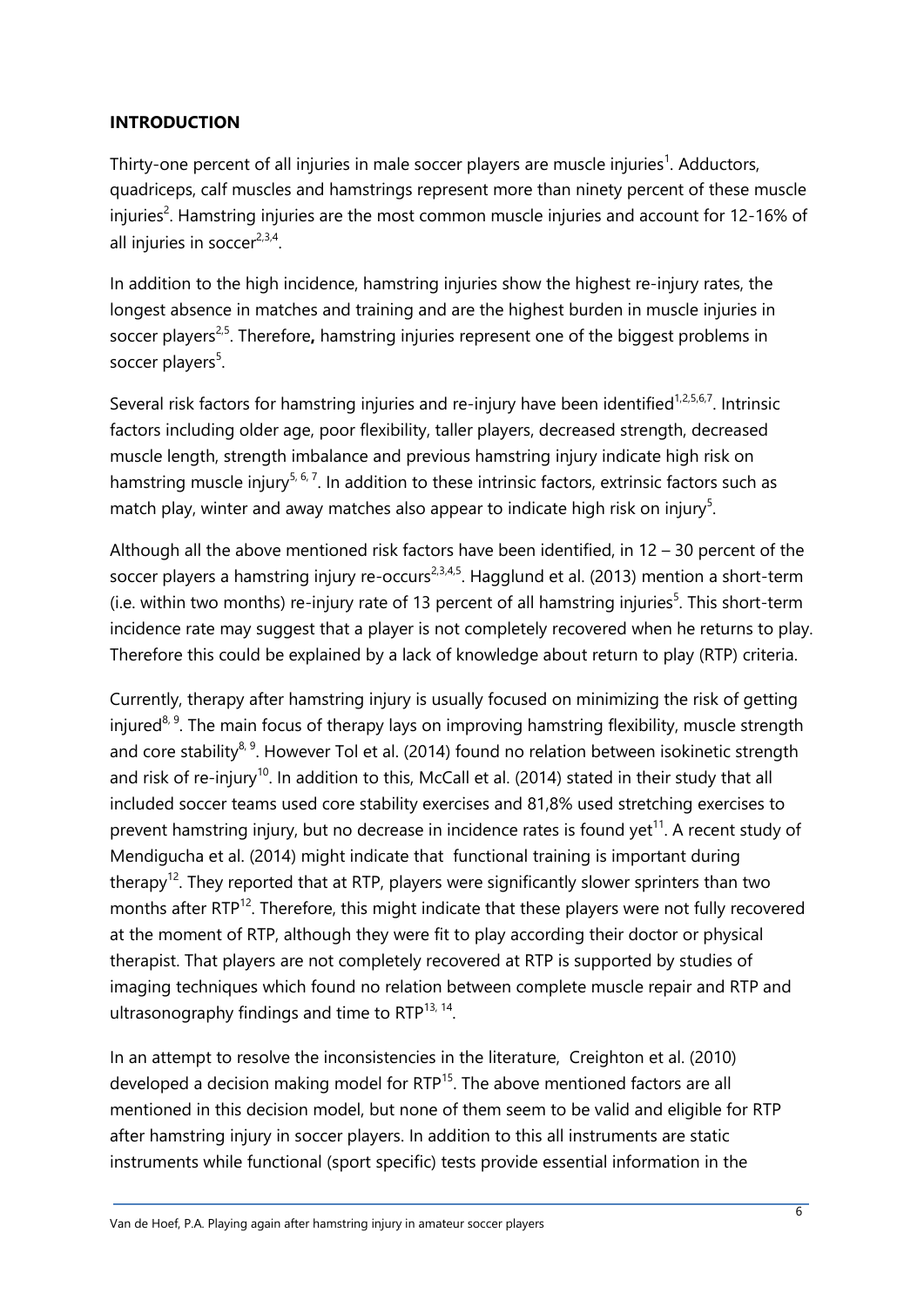## INTRODUCTION

Thirty-one percent of all injuries in male soccer players are muscle injuries[1]. Adductors, quadriceps, calf muscles and hamstrings represent more than ninety percent of these muscle injuries[2]. Hamstring injuries are the most common muscle injuries and account for 12-16% of all injuries in soccer[2,3,4].

In addition to the high incidence, hamstring injuries show the highest re-injury rates, the longest absence in matches and training and are the highest burden in muscle injuries in soccer players[2,5]. Therefore**,** hamstring injuries represent one of the biggest problems in soccer players[5].

Several risk factors for hamstring injuries and re-injury have been identified[1,2,5,6,7]. Intrinsic factors including older age, poor flexibility, taller players, decreased strength, decreased muscle length, strength imbalance and previous hamstring injury indicate high risk on hamstring muscle injury[5, 6, 7]. In addition to these intrinsic factors, extrinsic factors such as match play, winter and away matches also appear to indicate high risk on injury[5].

Although all the above mentioned risk factors have been identified, in 12 – 30 percent of the soccer players a hamstring injury re-occurs[2,3,4,5]. Hagglund et al. (2013) mention a short-term (i.e. within two months) re-injury rate of 13 percent of all hamstring injuries[5]. This short-term incidence rate may suggest that a player is not completely recovered when he returns to play. Therefore this could be explained by a lack of knowledge about return to play (RTP) criteria.

Currently, therapy after hamstring injury is usually focused on minimizing the risk of getting injured[8, 9]. The main focus of therapy lays on improving hamstring flexibility, muscle strength and core stability[8, 9]. However Tol et al. (2014) found no relation between isokinetic strength and risk of re-injury[10]. In addition to this, McCall et al. (2014) stated in their study that all included soccer teams used core stability exercises and 81,8% used stretching exercises to prevent hamstring injury, but no decrease in incidence rates is found yet[11]. A recent study of Mendigucha et al. (2014) might indicate that functional training is important during therapy[12]. They reported that at RTP, players were significantly slower sprinters than two months after RTP[12]. Therefore, this might indicate that these players were not fully recovered at the moment of RTP, although they were fit to play according their doctor or physical therapist. That players are not completely recovered at RTP is supported by studies of imaging techniques which found no relation between complete muscle repair and RTP and ultrasonography findings and time to RTP[13, 14].

In an attempt to resolve the inconsistencies in the literature, Creighton et al. (2010) developed a decision making model for RTP[15]. The above mentioned factors are all mentioned in this decision model, but none of them seem to be valid and eligible for RTP after hamstring injury in soccer players. In addition to this all instruments are static instruments while functional (sport specific) tests provide essential information in the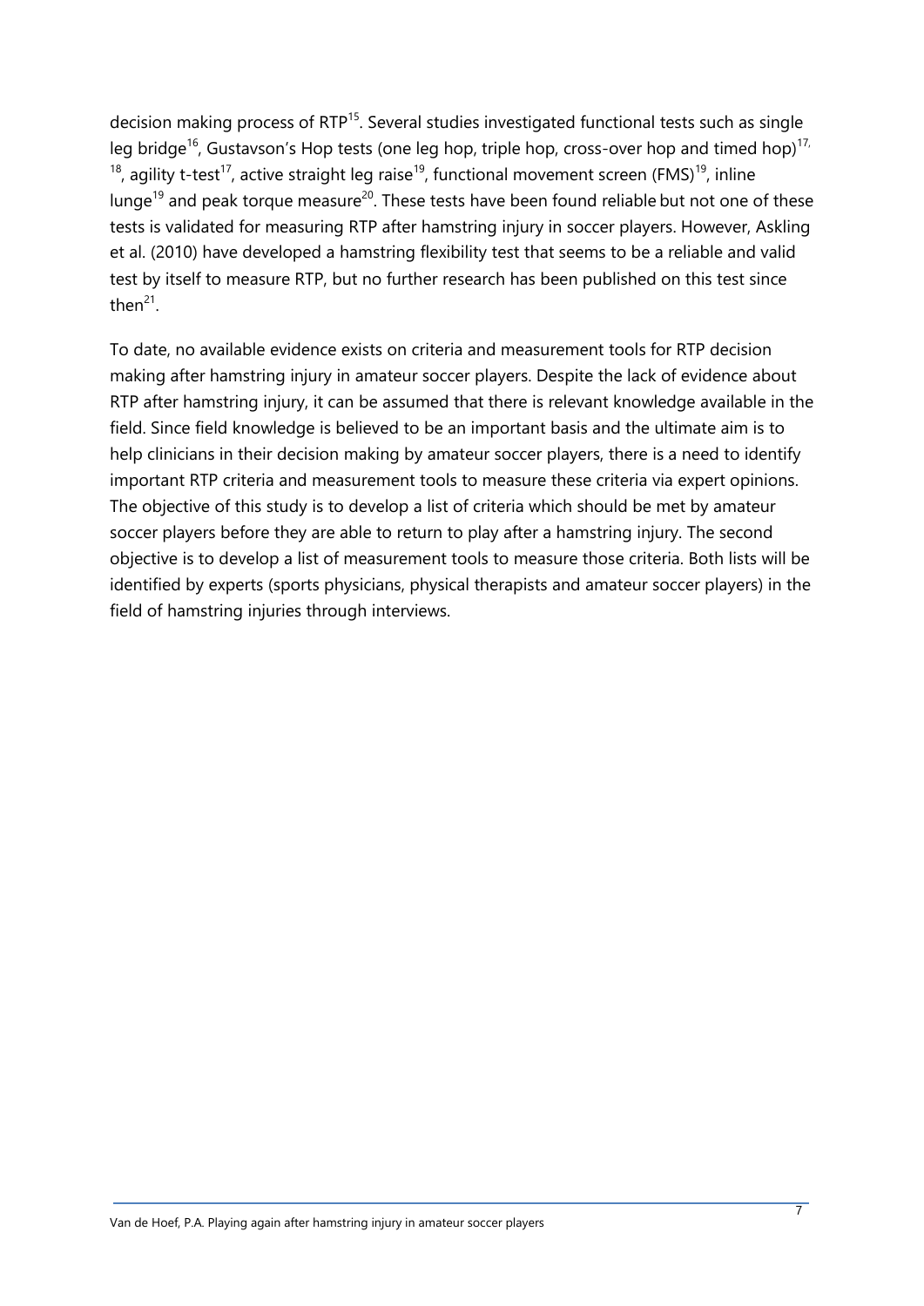decision making process of RTP[15]. Several studies investigated functional tests such as single leg bridge[16], Gustavson's Hop tests (one leg hop, triple hop, cross-over hop and timed hop)[17, 18], agility t-test[17], active straight leg raise[19], functional movement screen (FMS)[19], inline lunge[19] and peak torque measure[20]. These tests have been found reliable but not one of these tests is validated for measuring RTP after hamstring injury in soccer players. However, Askling et al. (2010) have developed a hamstring flexibility test that seems to be a reliable and valid test by itself to measure RTP, but no further research has been published on this test since then[21].

To date, no available evidence exists on criteria and measurement tools for RTP decision making after hamstring injury in amateur soccer players. Despite the lack of evidence about RTP after hamstring injury, it can be assumed that there is relevant knowledge available in the field. Since field knowledge is believed to be an important basis and the ultimate aim is to help clinicians in their decision making by amateur soccer players, there is a need to identify important RTP criteria and measurement tools to measure these criteria via expert opinions. The objective of this study is to develop a list of criteria which should be met by amateur soccer players before they are able to return to play after a hamstring injury. The second objective is to develop a list of measurement tools to measure those criteria. Both lists will be identified by experts (sports physicians, physical therapists and amateur soccer players) in the field of hamstring injuries through interviews.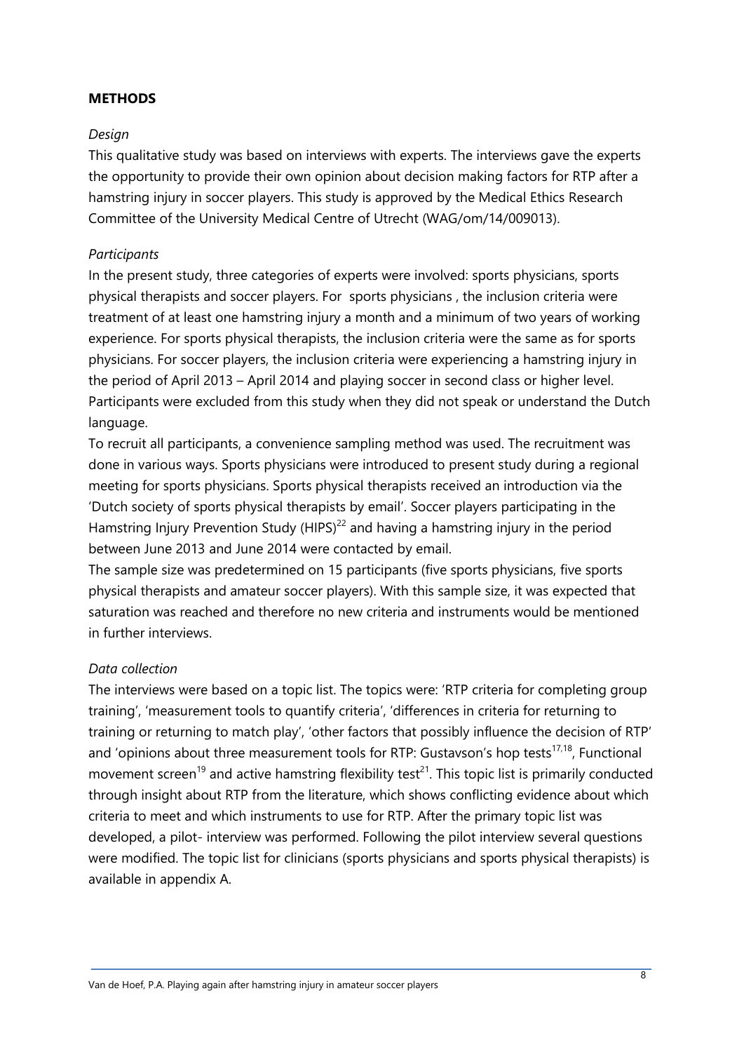## METHODS

*Design*

This qualitative study was based on interviews with experts. The interviews gave the experts the opportunity to provide their own opinion about decision making factors for RTP after a hamstring injury in soccer players. This study is approved by the Medical Ethics Research Committee of the University Medical Centre of Utrecht (WAG/om/14/009013).

*Participants*

In the present study, three categories of experts were involved: sports physicians, sports physical therapists and soccer players. For sports physicians , the inclusion criteria were treatment of at least one hamstring injury a month and a minimum of two years of working experience. For sports physical therapists, the inclusion criteria were the same as for sports physicians. For soccer players, the inclusion criteria were experiencing a hamstring injury in the period of April 2013 – April 2014 and playing soccer in second class or higher level. Participants were excluded from this study when they did not speak or understand the Dutch language.

To recruit all participants, a convenience sampling method was used. The recruitment was done in various ways. Sports physicians were introduced to present study during a regional meeting for sports physicians. Sports physical therapists received an introduction via the 'Dutch society of sports physical therapists by email'. Soccer players participating in the Hamstring Injury Prevention Study (HIPS)[22] and having a hamstring injury in the period between June 2013 and June 2014 were contacted by email.

The sample size was predetermined on 15 participants (five sports physicians, five sports physical therapists and amateur soccer players). With this sample size, it was expected that saturation was reached and therefore no new criteria and instruments would be mentioned in further interviews.

*Data collection*

The interviews were based on a topic list. The topics were: 'RTP criteria for completing group training', 'measurement tools to quantify criteria', 'differences in criteria for returning to training or returning to match play', 'other factors that possibly influence the decision of RTP' and 'opinions about three measurement tools for RTP: Gustavson's hop tests[17,18], Functional movement screen[19] and active hamstring flexibility test[21]. This topic list is primarily conducted through insight about RTP from the literature, which shows conflicting evidence about which criteria to meet and which instruments to use for RTP. After the primary topic list was developed, a pilot- interview was performed. Following the pilot interview several questions were modified. The topic list for clinicians (sports physicians and sports physical therapists) is available in appendix A.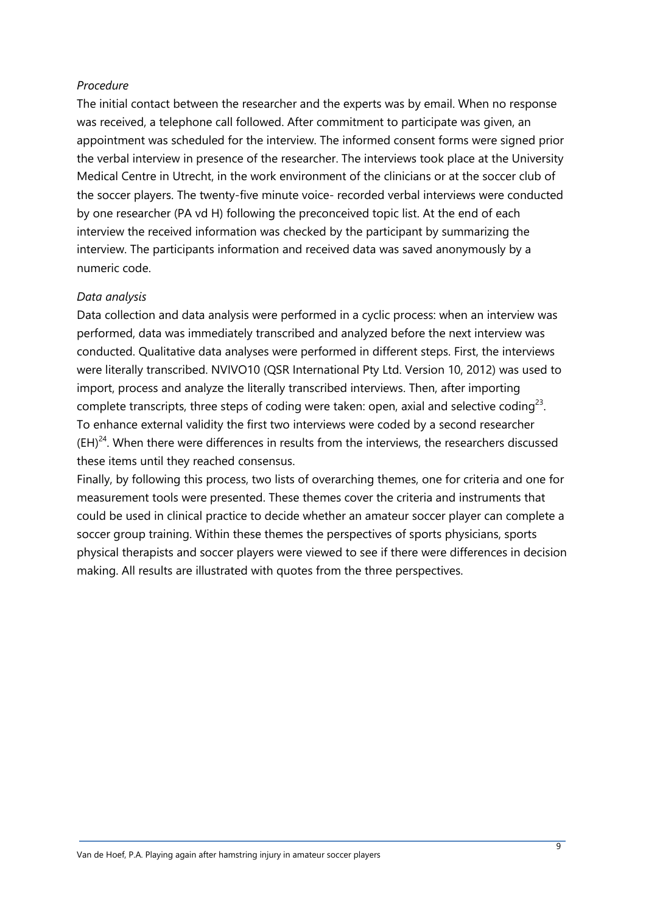*Procedure*

The initial contact between the researcher and the experts was by email. When no response was received, a telephone call followed. After commitment to participate was given, an appointment was scheduled for the interview. The informed consent forms were signed prior the verbal interview in presence of the researcher. The interviews took place at the University Medical Centre in Utrecht, in the work environment of the clinicians or at the soccer club of the soccer players. The twenty-five minute voice- recorded verbal interviews were conducted by one researcher (PA vd H) following the preconceived topic list. At the end of each interview the received information was checked by the participant by summarizing the interview. The participants information and received data was saved anonymously by a numeric code.

*Data analysis*

Data collection and data analysis were performed in a cyclic process: when an interview was performed, data was immediately transcribed and analyzed before the next interview was conducted. Qualitative data analyses were performed in different steps. First, the interviews were literally transcribed. NVIVO10 (QSR International Pty Ltd. Version 10, 2012) was used to import, process and analyze the literally transcribed interviews. Then, after importing complete transcripts, three steps of coding were taken: open, axial and selective coding[23]. To enhance external validity the first two interviews were coded by a second researcher (EH)[24]. When there were differences in results from the interviews, the researchers discussed these items until they reached consensus.

Finally, by following this process, two lists of overarching themes, one for criteria and one for measurement tools were presented. These themes cover the criteria and instruments that could be used in clinical practice to decide whether an amateur soccer player can complete a soccer group training. Within these themes the perspectives of sports physicians, sports physical therapists and soccer players were viewed to see if there were differences in decision making. All results are illustrated with quotes from the three perspectives.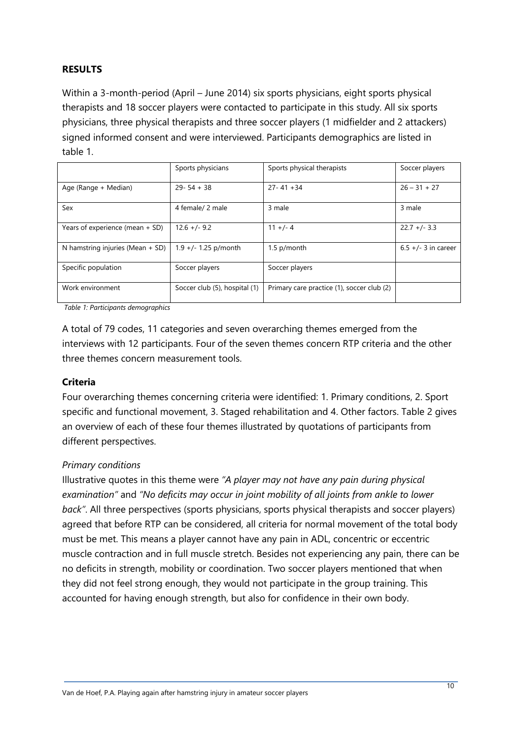## RESULTS

Within a 3-month-period (April – June 2014) six sports physicians, eight sports physical therapists and 18 soccer players were contacted to participate in this study. All six sports physicians, three physical therapists and three soccer players (1 midfielder and 2 attackers) signed informed consent and were interviewed. Participants demographics are listed in table 1.

| | Sports physicians | Sports physical therapists | Soccer players |
|---|---|---|---|
| Age (Range + Median) | 29- 54 + 38 | 27- 41 +34 | 26 – 31 + 27 |
| Sex | 4 female/ 2 male | 3 male | 3 male |
| Years of experience (mean + SD) | 12.6 +/- 9.2 | 11 +/- 4 | 22.7 +/- 3.3 |
| N hamstring injuries (Mean + SD) | 1.9 +/- 1.25 p/month | 1.5 p/month | 6.5 +/- 3 in career |
| Specific population | Soccer players | Soccer players | |
| Work environment | Soccer club (5), hospital (1) | Primary care practice (1), soccer club (2) | |

*Table 1: Participants demographics*

A total of 79 codes, 11 categories and seven overarching themes emerged from the interviews with 12 participants. Four of the seven themes concern RTP criteria and the other three themes concern measurement tools.

### Criteria

Four overarching themes concerning criteria were identified: 1. Primary conditions, 2. Sport specific and functional movement, 3. Staged rehabilitation and 4. Other factors. Table 2 gives an overview of each of these four themes illustrated by quotations of participants from different perspectives.

#### *Primary conditions*

Illustrative quotes in this theme were *"A player may not have any pain during physical examination"* and *"No deficits may occur in joint mobility of all joints from ankle to lower back"*. All three perspectives (sports physicians, sports physical therapists and soccer players) agreed that before RTP can be considered, all criteria for normal movement of the total body must be met. This means a player cannot have any pain in ADL, concentric or eccentric muscle contraction and in full muscle stretch. Besides not experiencing any pain, there can be no deficits in strength, mobility or coordination. Two soccer players mentioned that when they did not feel strong enough, they would not participate in the group training. This accounted for having enough strength, but also for confidence in their own body.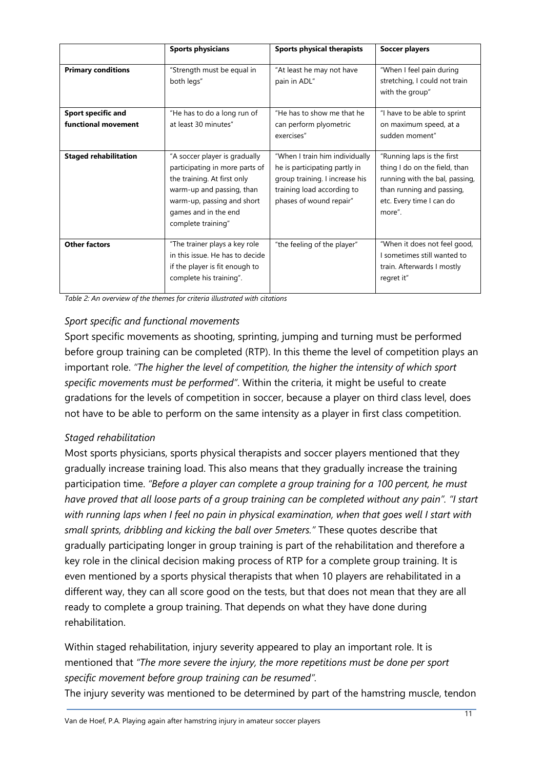| | Sports physicians | Sports physical therapists | Soccer players |
|---|---|---|---|
| **Primary conditions** | "Strength must be equal in both legs" | "At least he may not have pain in ADL" | "When I feel pain during stretching, I could not train with the group" |
| **Sport specific and functional movement** | "He has to do a long run of at least 30 minutes" | "He has to show me that he can perform plyometric exercises" | "I have to be able to sprint on maximum speed, at a sudden moment" |
| **Staged rehabilitation** | "A soccer player is gradually participating in more parts of the training. At first only warm-up and passing, than warm-up, passing and short games and in the end complete training" | "When I train him individually he is participating partly in group training. I increase his training load according to phases of wound repair" | "Running laps is the first thing I do on the field, than running with the bal, passing, than running and passing, etc. Every time I can do more". |
| **Other factors** | "The trainer plays a key role in this issue. He has to decide if the player is fit enough to complete his training". | "the feeling of the player" | "When it does not feel good, I sometimes still wanted to train. Afterwards I mostly regret it" |

*Table 2: An overview of the themes for criteria illustrated with citations*

### *Sport specific and functional movements*

Sport specific movements as shooting, sprinting, jumping and turning must be performed before group training can be completed (RTP). In this theme the level of competition plays an important role. *"The higher the level of competition, the higher the intensity of which sport specific movements must be performed"*. Within the criteria, it might be useful to create gradations for the levels of competition in soccer, because a player on third class level, does not have to be able to perform on the same intensity as a player in first class competition.

### *Staged rehabilitation*

Most sports physicians, sports physical therapists and soccer players mentioned that they gradually increase training load. This also means that they gradually increase the training participation time. *"Before a player can complete a group training for a 100 percent, he must have proved that all loose parts of a group training can be completed without any pain". "I start with running laps when I feel no pain in physical examination, when that goes well I start with small sprints, dribbling and kicking the ball over 5meters."* These quotes describe that gradually participating longer in group training is part of the rehabilitation and therefore a key role in the clinical decision making process of RTP for a complete group training. It is even mentioned by a sports physical therapists that when 10 players are rehabilitated in a different way, they can all score good on the tests, but that does not mean that they are all ready to complete a group training. That depends on what they have done during rehabilitation.

Within staged rehabilitation, injury severity appeared to play an important role. It is mentioned that *"The more severe the injury, the more repetitions must be done per sport specific movement before group training can be resumed".*

The injury severity was mentioned to be determined by part of the hamstring muscle, tendon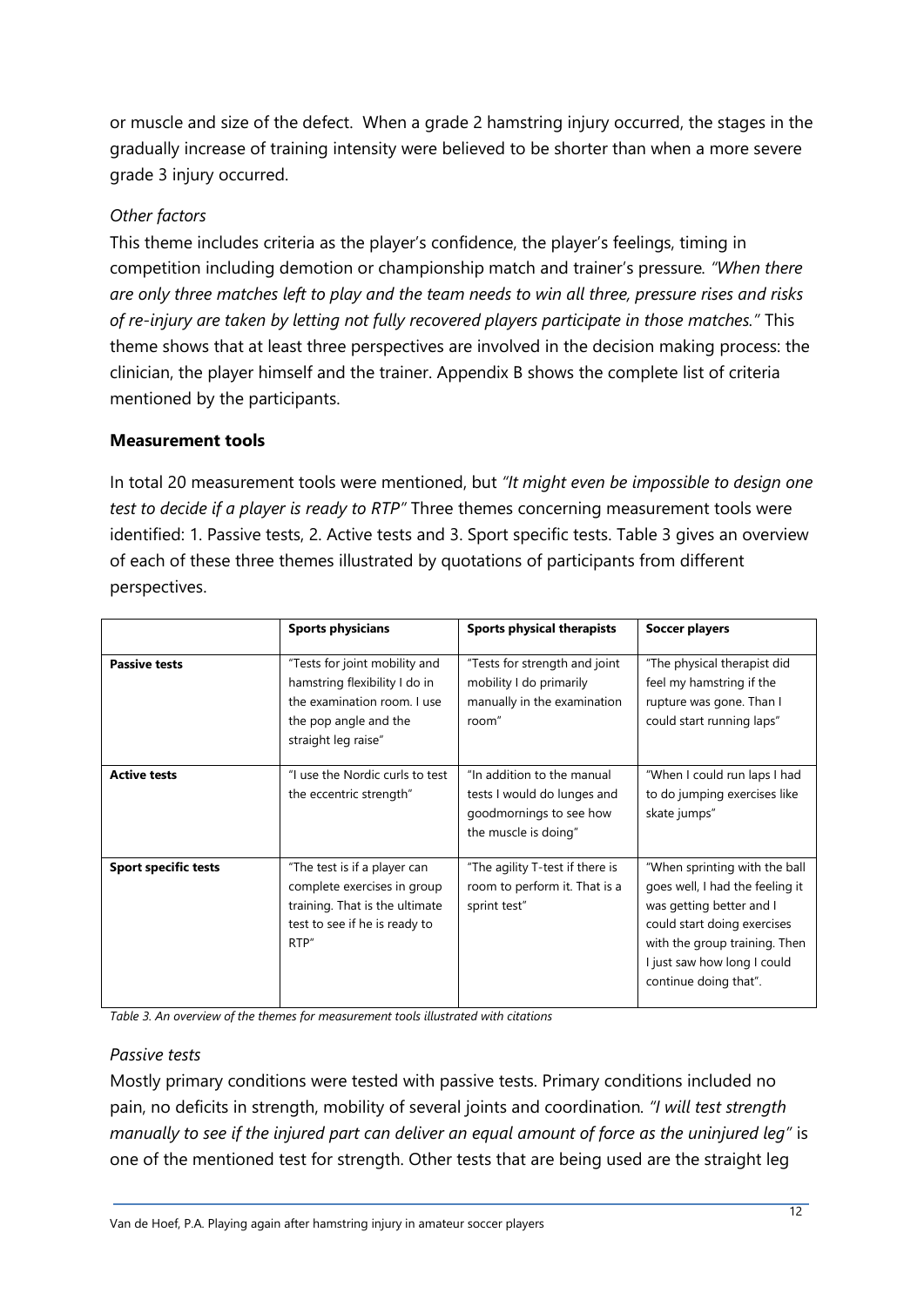or muscle and size of the defect. When a grade 2 hamstring injury occurred, the stages in the gradually increase of training intensity were believed to be shorter than when a more severe grade 3 injury occurred.

### *Other factors*

This theme includes criteria as the player's confidence, the player's feelings, timing in competition including demotion or championship match and trainer's pressure. *"When there are only three matches left to play and the team needs to win all three, pressure rises and risks of re-injury are taken by letting not fully recovered players participate in those matches."* This theme shows that at least three perspectives are involved in the decision making process: the clinician, the player himself and the trainer. Appendix B shows the complete list of criteria mentioned by the participants.

## **Measurement tools**

In total 20 measurement tools were mentioned, but *"It might even be impossible to design one test to decide if a player is ready to RTP"* Three themes concerning measurement tools were identified: 1. Passive tests, 2. Active tests and 3. Sport specific tests. Table 3 gives an overview of each of these three themes illustrated by quotations of participants from different perspectives.

| | **Sports physicians** | **Sports physical therapists** | **Soccer players** |
|---|---|---|---|
| **Passive tests** | "Tests for joint mobility and hamstring flexibility I do in the examination room. I use the pop angle and the straight leg raise" | "Tests for strength and joint mobility I do primarily manually in the examination room" | "The physical therapist did feel my hamstring if the rupture was gone. Than I could start running laps" |
| **Active tests** | "I use the Nordic curls to test the eccentric strength" | "In addition to the manual tests I would do lunges and goodmornings to see how the muscle is doing" | "When I could run laps I had to do jumping exercises like skate jumps" |
| **Sport specific tests** | "The test is if a player can complete exercises in group training. That is the ultimate test to see if he is ready to RTP" | "The agility T-test if there is room to perform it. That is a sprint test" | "When sprinting with the ball goes well, I had the feeling it was getting better and I could start doing exercises with the group training. Then I just saw how long I could continue doing that". |

*Table 3. An overview of the themes for measurement tools illustrated with citations*

### *Passive tests*

Mostly primary conditions were tested with passive tests. Primary conditions included no pain, no deficits in strength, mobility of several joints and coordination. *"I will test strength manually to see if the injured part can deliver an equal amount of force as the uninjured leg"* is one of the mentioned test for strength. Other tests that are being used are the straight leg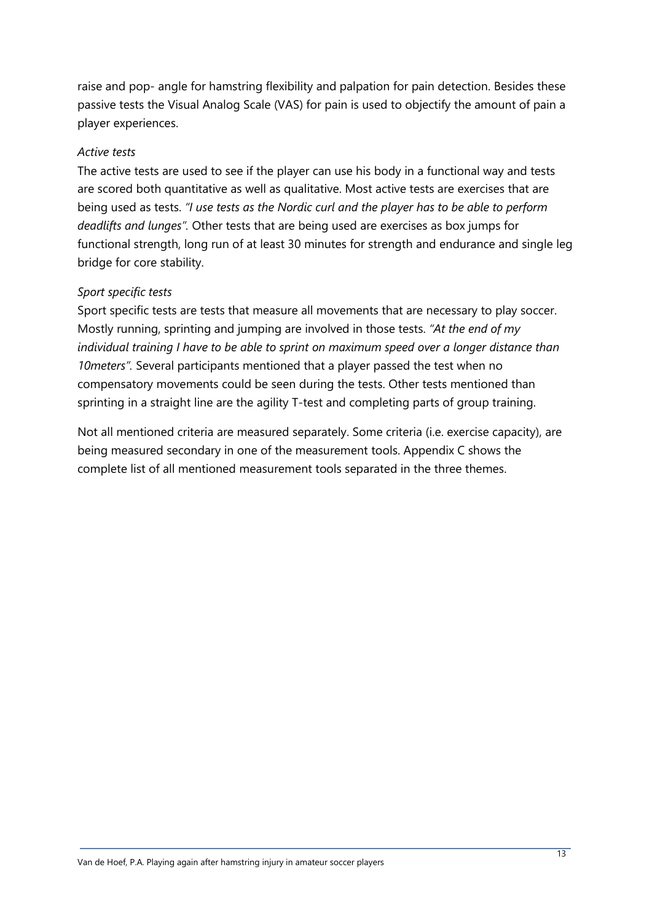raise and pop- angle for hamstring flexibility and palpation for pain detection. Besides these passive tests the Visual Analog Scale (VAS) for pain is used to objectify the amount of pain a player experiences.

*Active tests*

The active tests are used to see if the player can use his body in a functional way and tests are scored both quantitative as well as qualitative. Most active tests are exercises that are being used as tests. *"I use tests as the Nordic curl and the player has to be able to perform deadlifts and lunges"*. Other tests that are being used are exercises as box jumps for functional strength, long run of at least 30 minutes for strength and endurance and single leg bridge for core stability.

*Sport specific tests*

Sport specific tests are tests that measure all movements that are necessary to play soccer. Mostly running, sprinting and jumping are involved in those tests. *"At the end of my individual training I have to be able to sprint on maximum speed over a longer distance than 10meters"*. Several participants mentioned that a player passed the test when no compensatory movements could be seen during the tests. Other tests mentioned than sprinting in a straight line are the agility T-test and completing parts of group training.

Not all mentioned criteria are measured separately. Some criteria (i.e. exercise capacity), are being measured secondary in one of the measurement tools. Appendix C shows the complete list of all mentioned measurement tools separated in the three themes.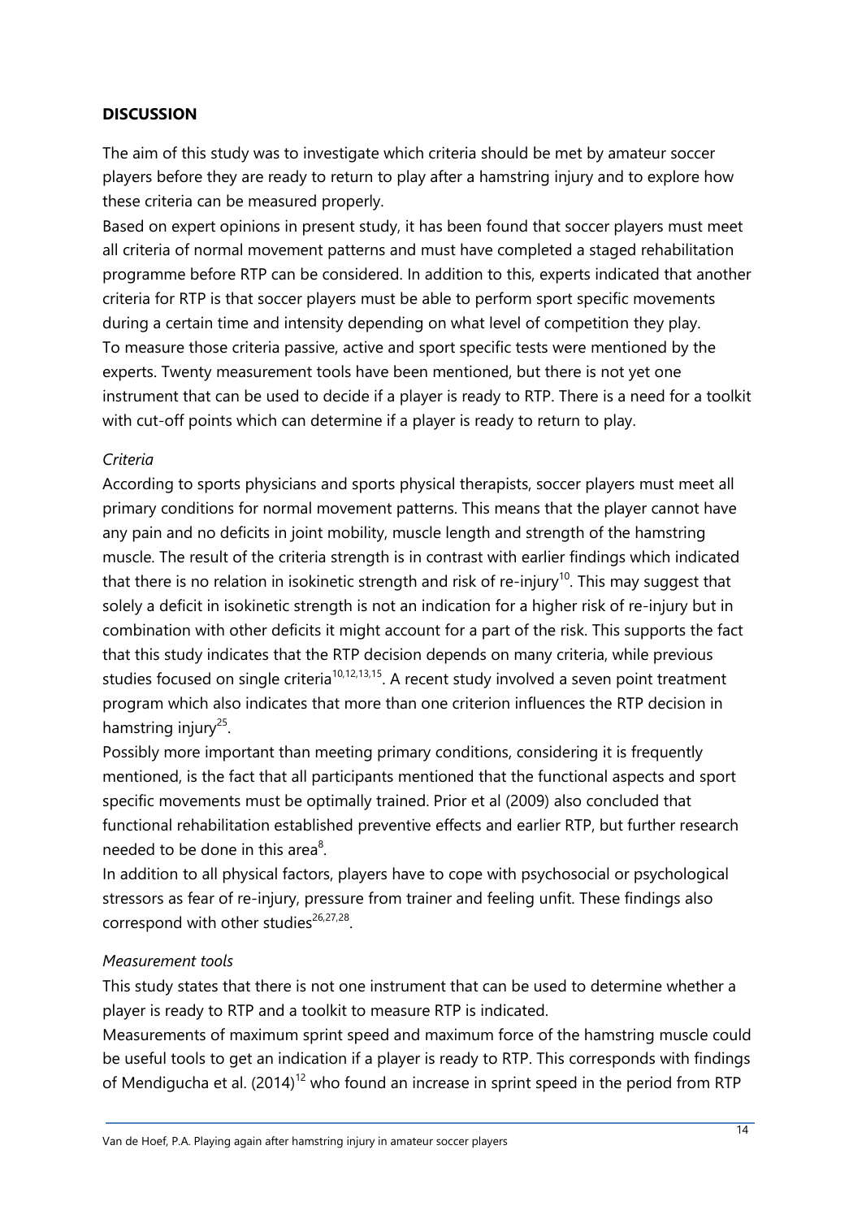## DISCUSSION

The aim of this study was to investigate which criteria should be met by amateur soccer players before they are ready to return to play after a hamstring injury and to explore how these criteria can be measured properly.

Based on expert opinions in present study, it has been found that soccer players must meet all criteria of normal movement patterns and must have completed a staged rehabilitation programme before RTP can be considered. In addition to this, experts indicated that another criteria for RTP is that soccer players must be able to perform sport specific movements during a certain time and intensity depending on what level of competition they play.

To measure those criteria passive, active and sport specific tests were mentioned by the experts. Twenty measurement tools have been mentioned, but there is not yet one instrument that can be used to decide if a player is ready to RTP. There is a need for a toolkit with cut-off points which can determine if a player is ready to return to play.

*Criteria*

According to sports physicians and sports physical therapists, soccer players must meet all primary conditions for normal movement patterns. This means that the player cannot have any pain and no deficits in joint mobility, muscle length and strength of the hamstring muscle. The result of the criteria strength is in contrast with earlier findings which indicated that there is no relation in isokinetic strength and risk of re-injury[10]. This may suggest that solely a deficit in isokinetic strength is not an indication for a higher risk of re-injury but in combination with other deficits it might account for a part of the risk. This supports the fact that this study indicates that the RTP decision depends on many criteria, while previous studies focused on single criteria[10,12,13,15]. A recent study involved a seven point treatment program which also indicates that more than one criterion influences the RTP decision in hamstring injury[25].

Possibly more important than meeting primary conditions, considering it is frequently mentioned, is the fact that all participants mentioned that the functional aspects and sport specific movements must be optimally trained. Prior et al (2009) also concluded that functional rehabilitation established preventive effects and earlier RTP, but further research needed to be done in this area[8].

In addition to all physical factors, players have to cope with psychosocial or psychological stressors as fear of re-injury, pressure from trainer and feeling unfit. These findings also correspond with other studies[26,27,28].

*Measurement tools*

This study states that there is not one instrument that can be used to determine whether a player is ready to RTP and a toolkit to measure RTP is indicated.

Measurements of maximum sprint speed and maximum force of the hamstring muscle could be useful tools to get an indication if a player is ready to RTP. This corresponds with findings of Mendigucha et al. (2014)[12] who found an increase in sprint speed in the period from RTP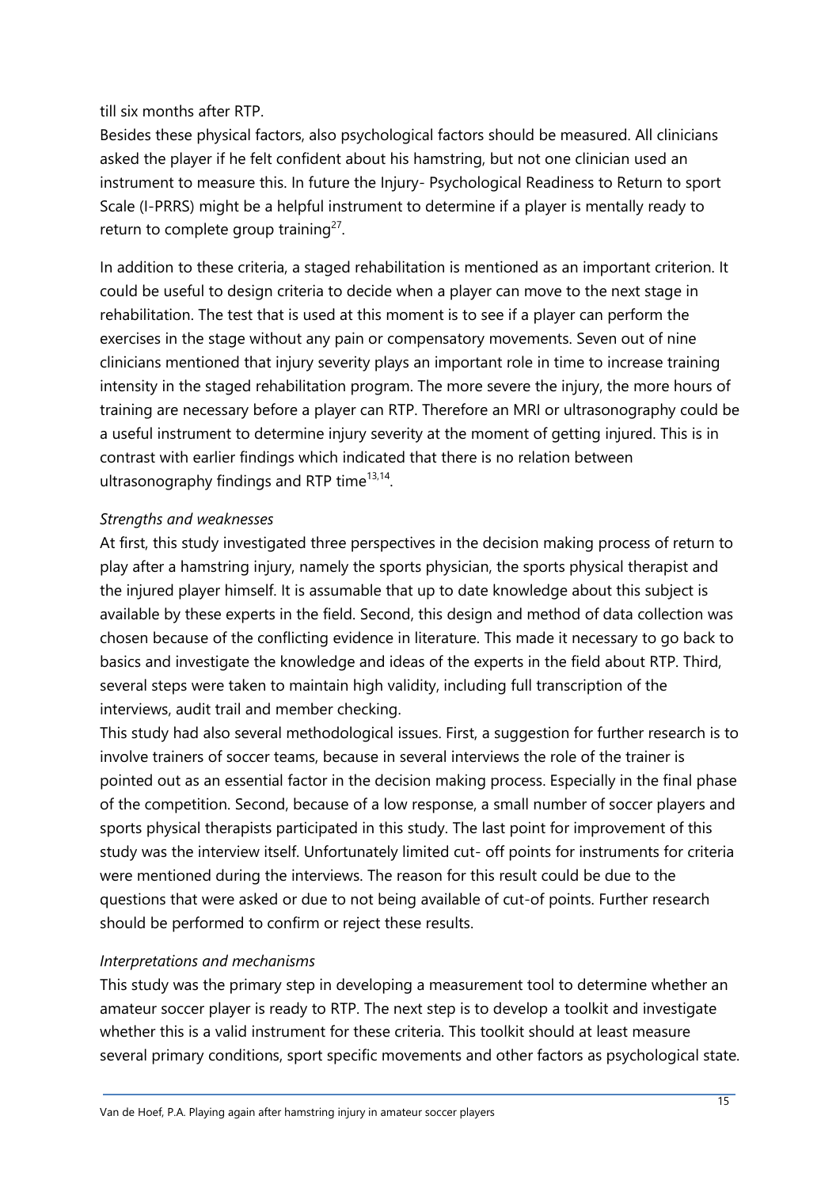till six months after RTP.

Besides these physical factors, also psychological factors should be measured. All clinicians asked the player if he felt confident about his hamstring, but not one clinician used an instrument to measure this. In future the Injury- Psychological Readiness to Return to sport Scale (I-PRRS) might be a helpful instrument to determine if a player is mentally ready to return to complete group training[27].

In addition to these criteria, a staged rehabilitation is mentioned as an important criterion. It could be useful to design criteria to decide when a player can move to the next stage in rehabilitation. The test that is used at this moment is to see if a player can perform the exercises in the stage without any pain or compensatory movements. Seven out of nine clinicians mentioned that injury severity plays an important role in time to increase training intensity in the staged rehabilitation program. The more severe the injury, the more hours of training are necessary before a player can RTP. Therefore an MRI or ultrasonography could be a useful instrument to determine injury severity at the moment of getting injured. This is in contrast with earlier findings which indicated that there is no relation between ultrasonography findings and RTP time[13,14].

*Strengths and weaknesses*

At first, this study investigated three perspectives in the decision making process of return to play after a hamstring injury, namely the sports physician, the sports physical therapist and the injured player himself. It is assumable that up to date knowledge about this subject is available by these experts in the field. Second, this design and method of data collection was chosen because of the conflicting evidence in literature. This made it necessary to go back to basics and investigate the knowledge and ideas of the experts in the field about RTP. Third, several steps were taken to maintain high validity, including full transcription of the interviews, audit trail and member checking.

This study had also several methodological issues. First, a suggestion for further research is to involve trainers of soccer teams, because in several interviews the role of the trainer is pointed out as an essential factor in the decision making process. Especially in the final phase of the competition. Second, because of a low response, a small number of soccer players and sports physical therapists participated in this study. The last point for improvement of this study was the interview itself. Unfortunately limited cut- off points for instruments for criteria were mentioned during the interviews. The reason for this result could be due to the questions that were asked or due to not being available of cut-of points. Further research should be performed to confirm or reject these results.

*Interpretations and mechanisms*

This study was the primary step in developing a measurement tool to determine whether an amateur soccer player is ready to RTP. The next step is to develop a toolkit and investigate whether this is a valid instrument for these criteria. This toolkit should at least measure several primary conditions, sport specific movements and other factors as psychological state.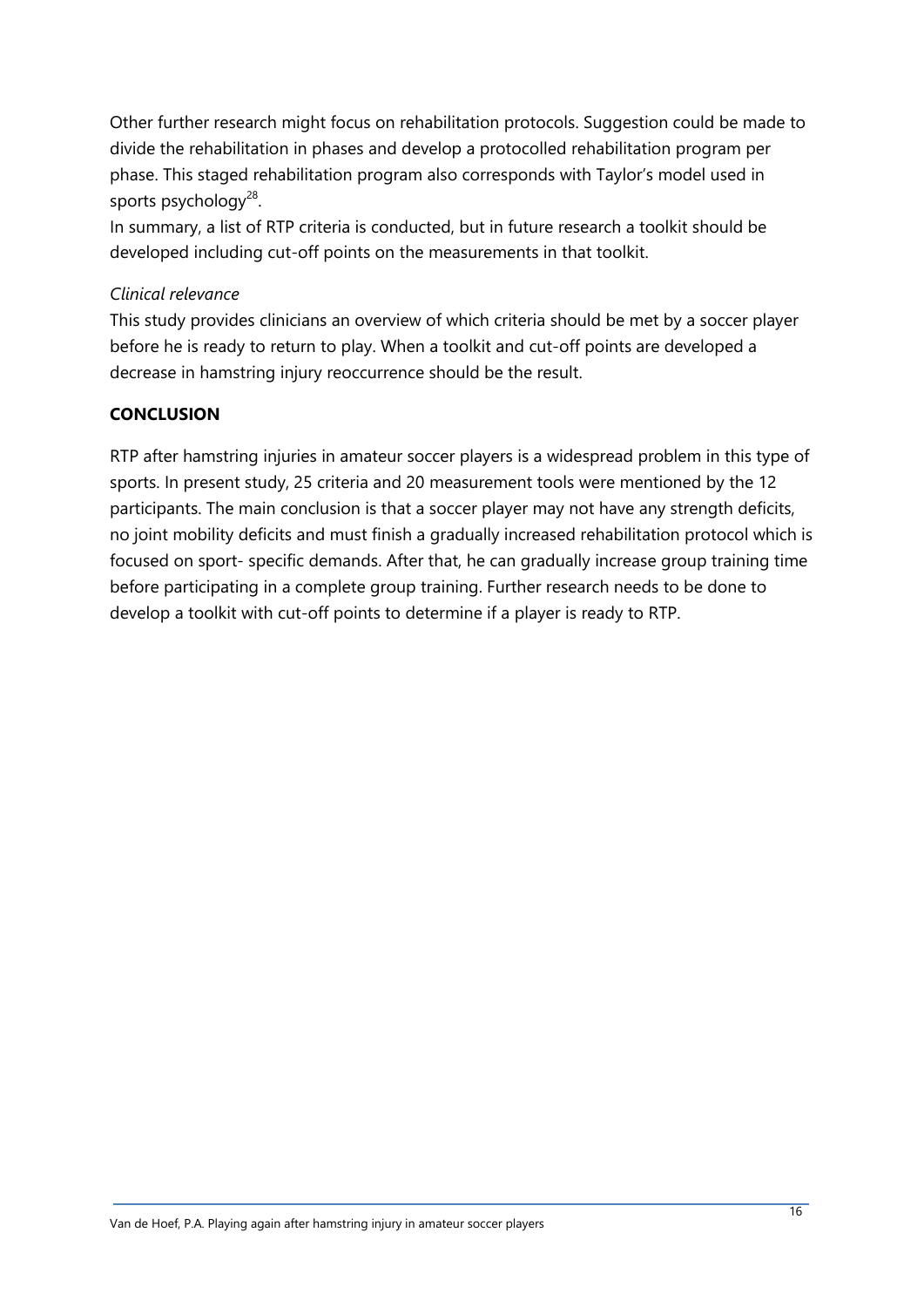Other further research might focus on rehabilitation protocols. Suggestion could be made to divide the rehabilitation in phases and develop a protocolled rehabilitation program per phase. This staged rehabilitation program also corresponds with Taylor's model used in sports psychology[28].

In summary, a list of RTP criteria is conducted, but in future research a toolkit should be developed including cut-off points on the measurements in that toolkit.

*Clinical relevance*

This study provides clinicians an overview of which criteria should be met by a soccer player before he is ready to return to play. When a toolkit and cut-off points are developed a decrease in hamstring injury reoccurrence should be the result.

**CONCLUSION**

RTP after hamstring injuries in amateur soccer players is a widespread problem in this type of sports. In present study, 25 criteria and 20 measurement tools were mentioned by the 12 participants. The main conclusion is that a soccer player may not have any strength deficits, no joint mobility deficits and must finish a gradually increased rehabilitation protocol which is focused on sport- specific demands. After that, he can gradually increase group training time before participating in a complete group training. Further research needs to be done to develop a toolkit with cut-off points to determine if a player is ready to RTP.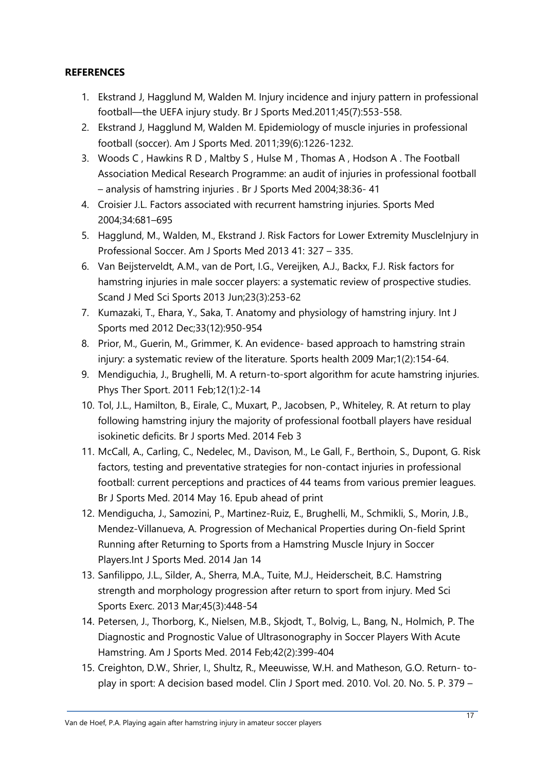**REFERENCES**

1. Ekstrand J, Hagglund M, Walden M. Injury incidence and injury pattern in professional football—the UEFA injury study. Br J Sports Med.2011;45(7):553-558.
2. Ekstrand J, Hagglund M, Walden M. Epidemiology of muscle injuries in professional football (soccer). Am J Sports Med. 2011;39(6):1226-1232.
3. Woods C , Hawkins R D , Maltby S , Hulse M , Thomas A , Hodson A . The Football Association Medical Research Programme: an audit of injuries in professional football – analysis of hamstring injuries . Br J Sports Med 2004;38:36- 41
4. Croisier J.L. Factors associated with recurrent hamstring injuries. Sports Med 2004;34:681–695
5. Hagglund, M., Walden, M., Ekstrand J. Risk Factors for Lower Extremity MuscleInjury in Professional Soccer. Am J Sports Med 2013 41: 327 – 335.
6. Van Beijsterveldt, A.M., van de Port, I.G., Vereijken, A.J., Backx, F.J. Risk factors for hamstring injuries in male soccer players: a systematic review of prospective studies. Scand J Med Sci Sports 2013 Jun;23(3):253-62
7. Kumazaki, T., Ehara, Y., Saka, T. Anatomy and physiology of hamstring injury. Int J Sports med 2012 Dec;33(12):950-954
8. Prior, M., Guerin, M., Grimmer, K. An evidence- based approach to hamstring strain injury: a systematic review of the literature. Sports health 2009 Mar;1(2):154-64.
9. Mendiguchia, J., Brughelli, M. A return-to-sport algorithm for acute hamstring injuries. Phys Ther Sport. 2011 Feb;12(1):2-14
10. Tol, J.L., Hamilton, B., Eirale, C., Muxart, P., Jacobsen, P., Whiteley, R. At return to play following hamstring injury the majority of professional football players have residual isokinetic deficits. Br J sports Med. 2014 Feb 3
11. McCall, A., Carling, C., Nedelec, M., Davison, M., Le Gall, F., Berthoin, S., Dupont, G. Risk factors, testing and preventative strategies for non-contact injuries in professional football: current perceptions and practices of 44 teams from various premier leagues. Br J Sports Med. 2014 May 16. Epub ahead of print
12. Mendigucha, J., Samozini, P., Martinez-Ruiz, E., Brughelli, M., Schmikli, S., Morin, J.B., Mendez-Villanueva, A. Progression of Mechanical Properties during On-field Sprint Running after Returning to Sports from a Hamstring Muscle Injury in Soccer Players.Int J Sports Med. 2014 Jan 14
13. Sanfilippo, J.L., Silder, A., Sherra, M.A., Tuite, M.J., Heiderscheit, B.C. Hamstring strength and morphology progression after return to sport from injury. Med Sci Sports Exerc. 2013 Mar;45(3):448-54
14. Petersen, J., Thorborg, K., Nielsen, M.B., Skjodt, T., Bolvig, L., Bang, N., Holmich, P. The Diagnostic and Prognostic Value of Ultrasonography in Soccer Players With Acute Hamstring. Am J Sports Med. 2014 Feb;42(2):399-404
15. Creighton, D.W., Shrier, I., Shultz, R., Meeuwisse, W.H. and Matheson, G.O. Return- to-play in sport: A decision based model. Clin J Sport med. 2010. Vol. 20. No. 5. P. 379 –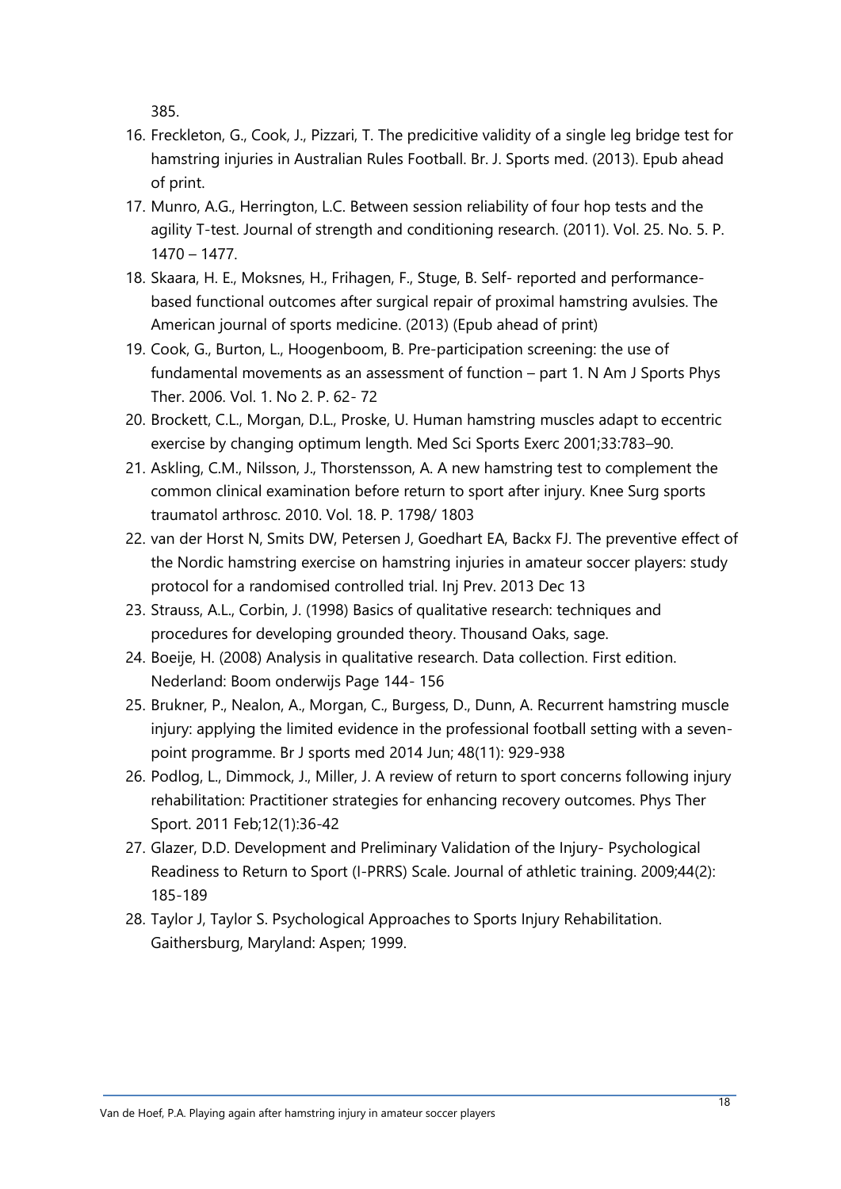385.

16. Freckleton, G., Cook, J., Pizzari, T. The predicitive validity of a single leg bridge test for hamstring injuries in Australian Rules Football. Br. J. Sports med. (2013). Epub ahead of print.
17. Munro, A.G., Herrington, L.C. Between session reliability of four hop tests and the agility T-test. Journal of strength and conditioning research. (2011). Vol. 25. No. 5. P. 1470 – 1477.
18. Skaara, H. E., Moksnes, H., Frihagen, F., Stuge, B. Self- reported and performance-based functional outcomes after surgical repair of proximal hamstring avulsies. The American journal of sports medicine. (2013) (Epub ahead of print)
19. Cook, G., Burton, L., Hoogenboom, B. Pre-participation screening: the use of fundamental movements as an assessment of function – part 1. N Am J Sports Phys Ther. 2006. Vol. 1. No 2. P. 62- 72
20. Brockett, C.L., Morgan, D.L., Proske, U. Human hamstring muscles adapt to eccentric exercise by changing optimum length. Med Sci Sports Exerc 2001;33:783–90.
21. Askling, C.M., Nilsson, J., Thorstensson, A. A new hamstring test to complement the common clinical examination before return to sport after injury. Knee Surg sports traumatol arthrosc. 2010. Vol. 18. P. 1798/ 1803
22. van der Horst N, Smits DW, Petersen J, Goedhart EA, Backx FJ. The preventive effect of the Nordic hamstring exercise on hamstring injuries in amateur soccer players: study protocol for a randomised controlled trial. Inj Prev. 2013 Dec 13
23. Strauss, A.L., Corbin, J. (1998) Basics of qualitative research: techniques and procedures for developing grounded theory. Thousand Oaks, sage.
24. Boeije, H. (2008) Analysis in qualitative research. Data collection. First edition. Nederland: Boom onderwijs Page 144- 156
25. Brukner, P., Nealon, A., Morgan, C., Burgess, D., Dunn, A. Recurrent hamstring muscle injury: applying the limited evidence in the professional football setting with a seven-point programme. Br J sports med 2014 Jun; 48(11): 929-938
26. Podlog, L., Dimmock, J., Miller, J. A review of return to sport concerns following injury rehabilitation: Practitioner strategies for enhancing recovery outcomes. Phys Ther Sport. 2011 Feb;12(1):36-42
27. Glazer, D.D. Development and Preliminary Validation of the Injury- Psychological Readiness to Return to Sport (I-PRRS) Scale. Journal of athletic training. 2009;44(2): 185-189
28. Taylor J, Taylor S. Psychological Approaches to Sports Injury Rehabilitation. Gaithersburg, Maryland: Aspen; 1999.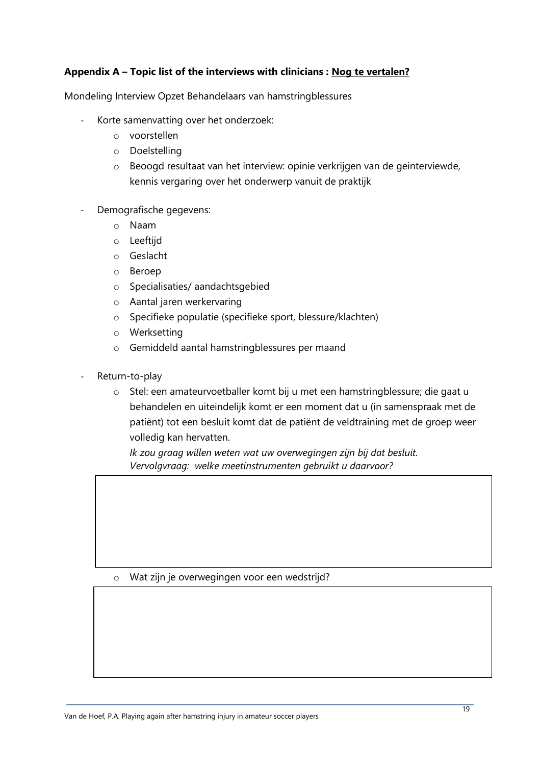**Appendix A – Topic list of the interviews with clinicians : <u>Nog te vertalen?</u>**

Mondeling Interview Opzet Behandelaars van hamstringblessures

- Korte samenvatting over het onderzoek:
  - voorstellen
  - Doelstelling
  - Beoogd resultaat van het interview: opinie verkrijgen van de geinterviewde, kennis vergaring over het onderwerp vanuit de praktijk

- Demografische gegevens:
  - Naam
  - Leeftijd
  - Geslacht
  - Beroep
  - Specialisaties/ aandachtsgebied
  - Aantal jaren werkervaring
  - Specifieke populatie (specifieke sport, blessure/klachten)
  - Werksetting
  - Gemiddeld aantal hamstringblessures per maand

- Return-to-play
  - Stel: een amateurvoetballer komt bij u met een hamstringblessure; die gaat u behandelen en uiteindelijk komt er een moment dat u (in samenspraak met de patiënt) tot een besluit komt dat de patiënt de veldtraining met de groep weer volledig kan hervatten.
    *Ik zou graag willen weten wat uw overwegingen zijn bij dat besluit.*
    *Vervolgvraag: welke meetinstrumenten gebruikt u daarvoor?*

|   |
|---|
|   |

  - Wat zijn je overwegingen voor een wedstrijd?

|   |
|---|
|   |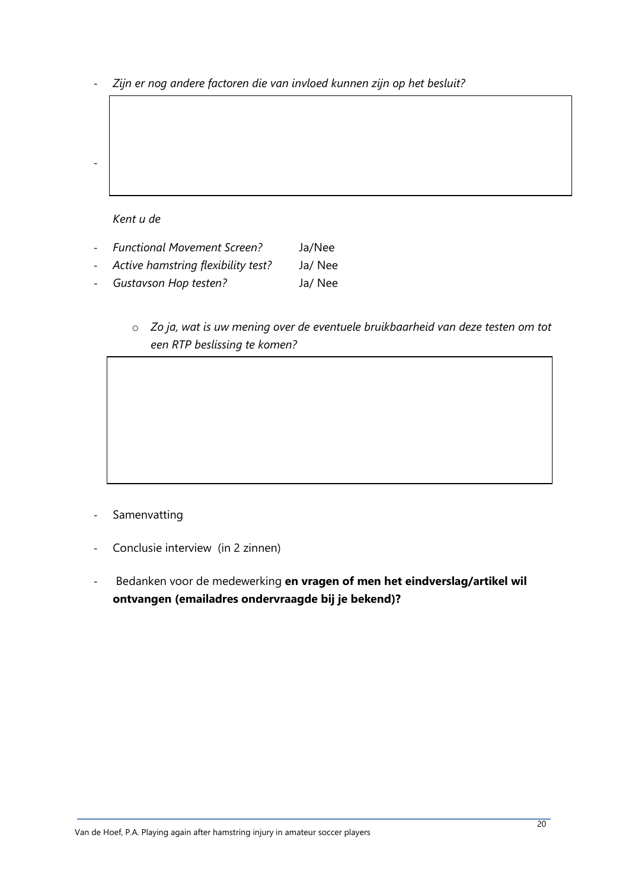- *Zijn er nog andere factoren die van invloed kunnen zijn op het besluit?*

-

*Kent u de*

- *Functional Movement Screen?* Ja/Nee
- *Active hamstring flexibility test?* Ja/ Nee
- *Gustavson Hop testen?* Ja/ Nee

  - *Zo ja, wat is uw mening over de eventuele bruikbaarheid van deze testen om tot een RTP beslissing te komen?*

- Samenvatting
- Conclusie interview (in 2 zinnen)
- Bedanken voor de medewerking **en vragen of men het eindverslag/artikel wil ontvangen (emailadres ondervraagde bij je bekend)?**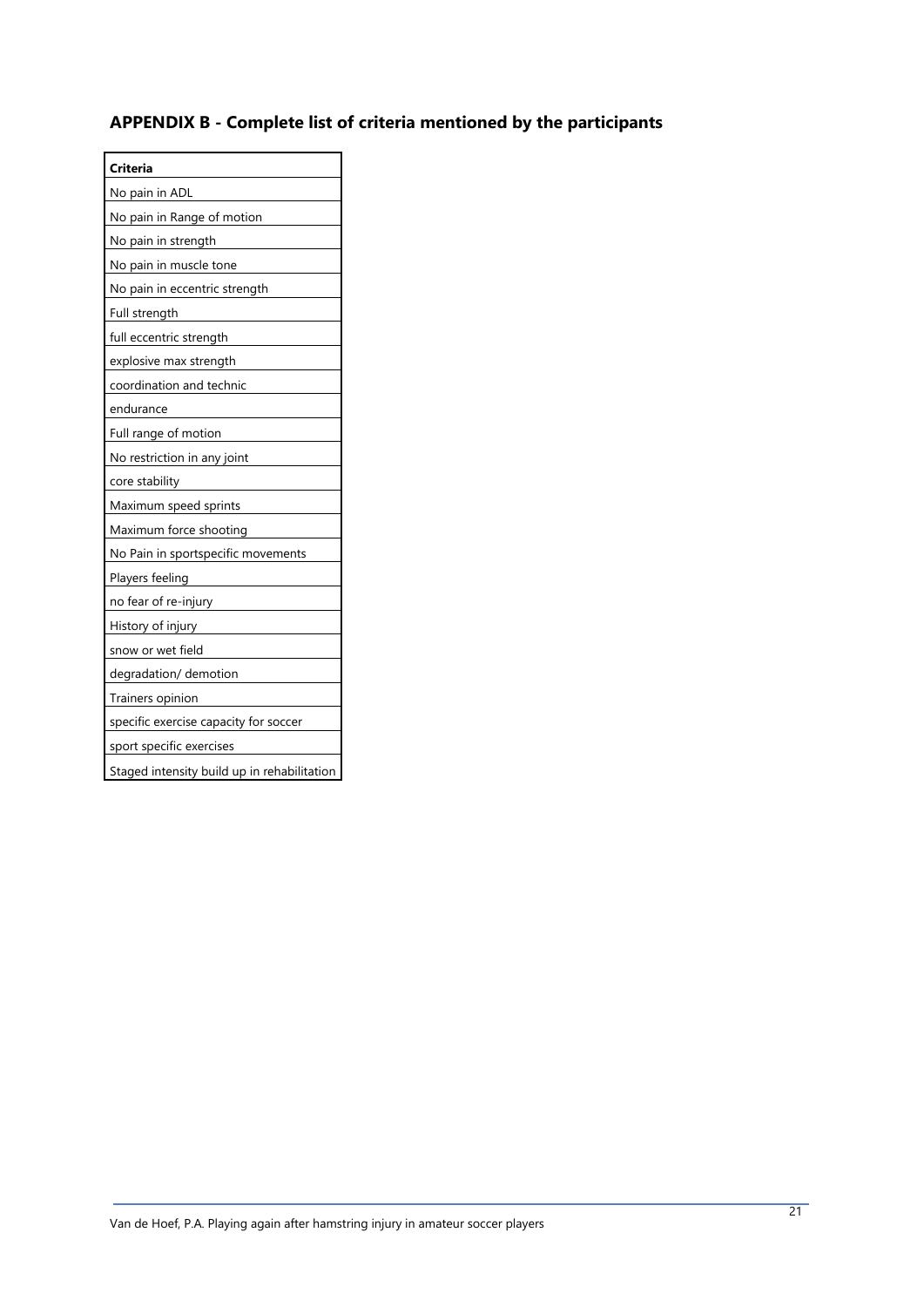## APPENDIX B - Complete list of criteria mentioned by the participants

| **Criteria** |
|---|
| No pain in ADL |
| No pain in Range of motion |
| No pain in strength |
| No pain in muscle tone |
| No pain in eccentric strength |
| Full strength |
| full eccentric strength |
| explosive max strength |
| coordination and technic |
| endurance |
| Full range of motion |
| No restriction in any joint |
| core stability |
| Maximum speed sprints |
| Maximum force shooting |
| No Pain in sportspecific movements |
| Players feeling |
| no fear of re-injury |
| History of injury |
| snow or wet field |
| degradation/ demotion |
| Trainers opinion |
| specific exercise capacity for soccer |
| sport specific exercises |
| Staged intensity build up in rehabilitation |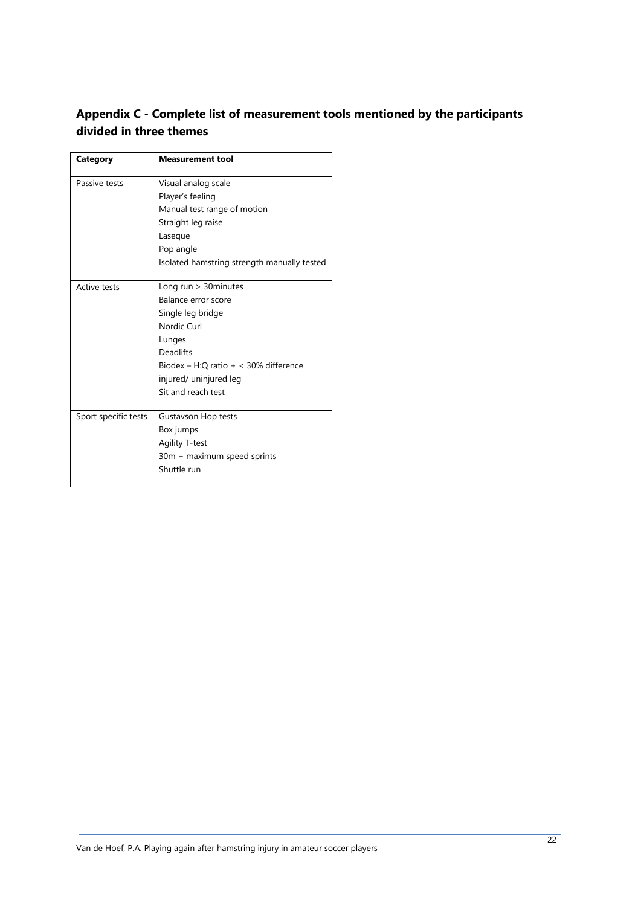## Appendix C - Complete list of measurement tools mentioned by the participants divided in three themes

| Category | Measurement tool |
|---|---|
| Passive tests | Visual analog scale<br>Player's feeling<br>Manual test range of motion<br>Straight leg raise<br>Laseque<br>Pop angle<br>Isolated hamstring strength manually tested |
| Active tests | Long run > 30minutes<br>Balance error score<br>Single leg bridge<br>Nordic Curl<br>Lunges<br>Deadlifts<br>Biodex – H:Q ratio + < 30% difference injured/ uninjured leg<br>Sit and reach test |
| Sport specific tests | Gustavson Hop tests<br>Box jumps<br>Agility T-test<br>30m + maximum speed sprints<br>Shuttle run |